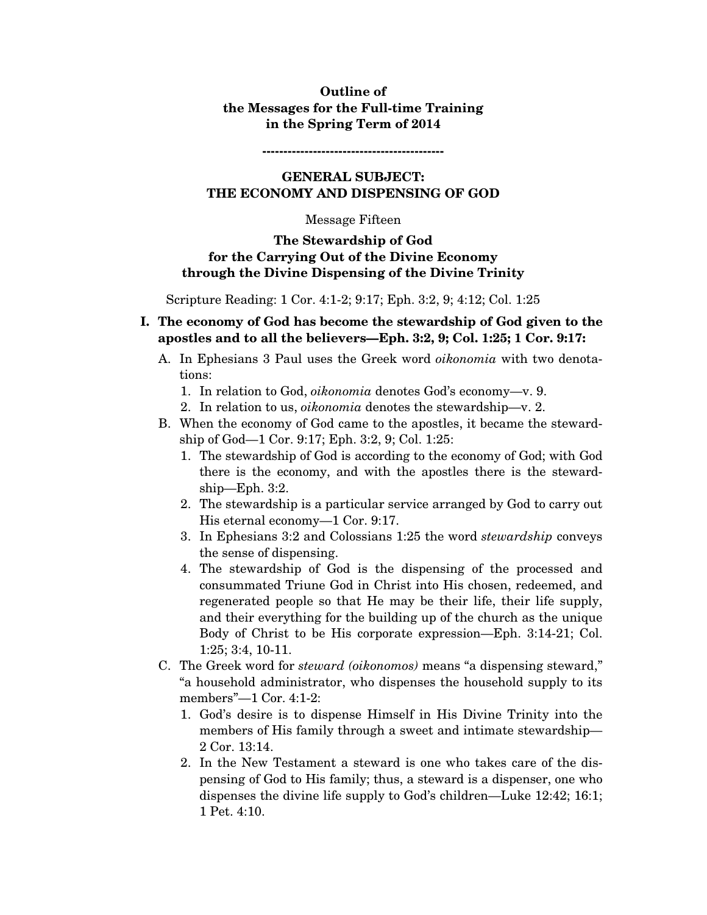**Outline of**
**the Messages for the Full-time Training**
**in the Spring Term of 2014**

**-------------------------------------------**

## GENERAL SUBJECT: THE ECONOMY AND DISPENSING OF GOD

Message Fifteen

### The Stewardship of God for the Carrying Out of the Divine Economy through the Divine Dispensing of the Divine Trinity

Scripture Reading: 1 Cor. 4:1-2; 9:17; Eph. 3:2, 9; 4:12; Col. 1:25

**I. The economy of God has become the stewardship of God given to the apostles and to all the believers—Eph. 3:2, 9; Col. 1:25; 1 Cor. 9:17:**

A. In Ephesians 3 Paul uses the Greek word *oikonomia* with two denotations:

1. In relation to God, *oikonomia* denotes God's economy—v. 9.
2. In relation to us, *oikonomia* denotes the stewardship—v. 2.

B. When the economy of God came to the apostles, it became the stewardship of God—1 Cor. 9:17; Eph. 3:2, 9; Col. 1:25:

1. The stewardship of God is according to the economy of God; with God there is the economy, and with the apostles there is the stewardship—Eph. 3:2.
2. The stewardship is a particular service arranged by God to carry out His eternal economy—1 Cor. 9:17.
3. In Ephesians 3:2 and Colossians 1:25 the word *stewardship* conveys the sense of dispensing.
4. The stewardship of God is the dispensing of the processed and consummated Triune God in Christ into His chosen, redeemed, and regenerated people so that He may be their life, their life supply, and their everything for the building up of the church as the unique Body of Christ to be His corporate expression—Eph. 3:14-21; Col. 1:25; 3:4, 10-11.

C. The Greek word for *steward (oikonomos)* means "a dispensing steward," "a household administrator, who dispenses the household supply to its members"—1 Cor. 4:1-2:

1. God's desire is to dispense Himself in His Divine Trinity into the members of His family through a sweet and intimate stewardship—2 Cor. 13:14.
2. In the New Testament a steward is one who takes care of the dispensing of God to His family; thus, a steward is a dispenser, one who dispenses the divine life supply to God's children—Luke 12:42; 16:1; 1 Pet. 4:10.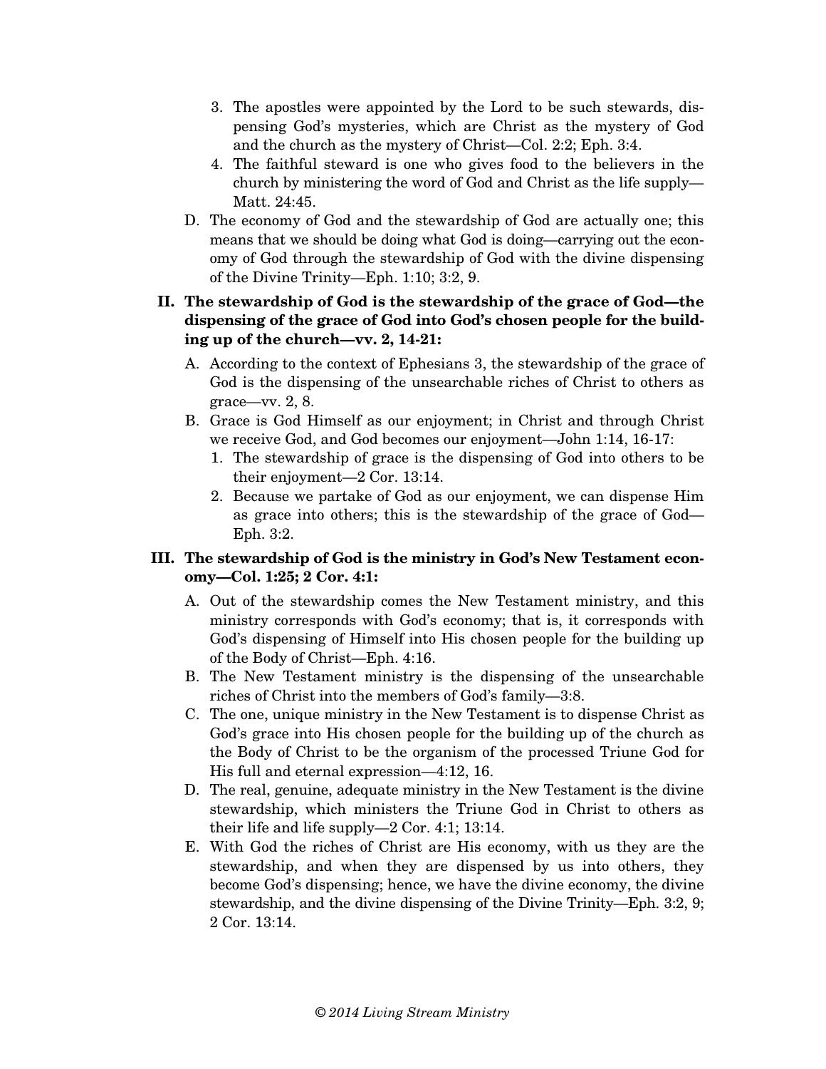3. The apostles were appointed by the Lord to be such stewards, dispensing God's mysteries, which are Christ as the mystery of God and the church as the mystery of Christ—Col. 2:2; Eph. 3:4.
4. The faithful steward is one who gives food to the believers in the church by ministering the word of God and Christ as the life supply—Matt. 24:45.

D. The economy of God and the stewardship of God are actually one; this means that we should be doing what God is doing—carrying out the economy of God through the stewardship of God with the divine dispensing of the Divine Trinity—Eph. 1:10; 3:2, 9.

**II. The stewardship of God is the stewardship of the grace of God—the dispensing of the grace of God into God's chosen people for the building up of the church—vv. 2, 14-21:**

A. According to the context of Ephesians 3, the stewardship of the grace of God is the dispensing of the unsearchable riches of Christ to others as grace—vv. 2, 8.

B. Grace is God Himself as our enjoyment; in Christ and through Christ we receive God, and God becomes our enjoyment—John 1:14, 16-17:

1. The stewardship of grace is the dispensing of God into others to be their enjoyment—2 Cor. 13:14.
2. Because we partake of God as our enjoyment, we can dispense Him as grace into others; this is the stewardship of the grace of God—Eph. 3:2.

**III. The stewardship of God is the ministry in God's New Testament economy—Col. 1:25; 2 Cor. 4:1:**

A. Out of the stewardship comes the New Testament ministry, and this ministry corresponds with God's economy; that is, it corresponds with God's dispensing of Himself into His chosen people for the building up of the Body of Christ—Eph. 4:16.

B. The New Testament ministry is the dispensing of the unsearchable riches of Christ into the members of God's family—3:8.

C. The one, unique ministry in the New Testament is to dispense Christ as God's grace into His chosen people for the building up of the church as the Body of Christ to be the organism of the processed Triune God for His full and eternal expression—4:12, 16.

D. The real, genuine, adequate ministry in the New Testament is the divine stewardship, which ministers the Triune God in Christ to others as their life and life supply—2 Cor. 4:1; 13:14.

E. With God the riches of Christ are His economy, with us they are the stewardship, and when they are dispensed by us into others, they become God's dispensing; hence, we have the divine economy, the divine stewardship, and the divine dispensing of the Divine Trinity—Eph. 3:2, 9; 2 Cor. 13:14.

*© 2014 Living Stream Ministry*